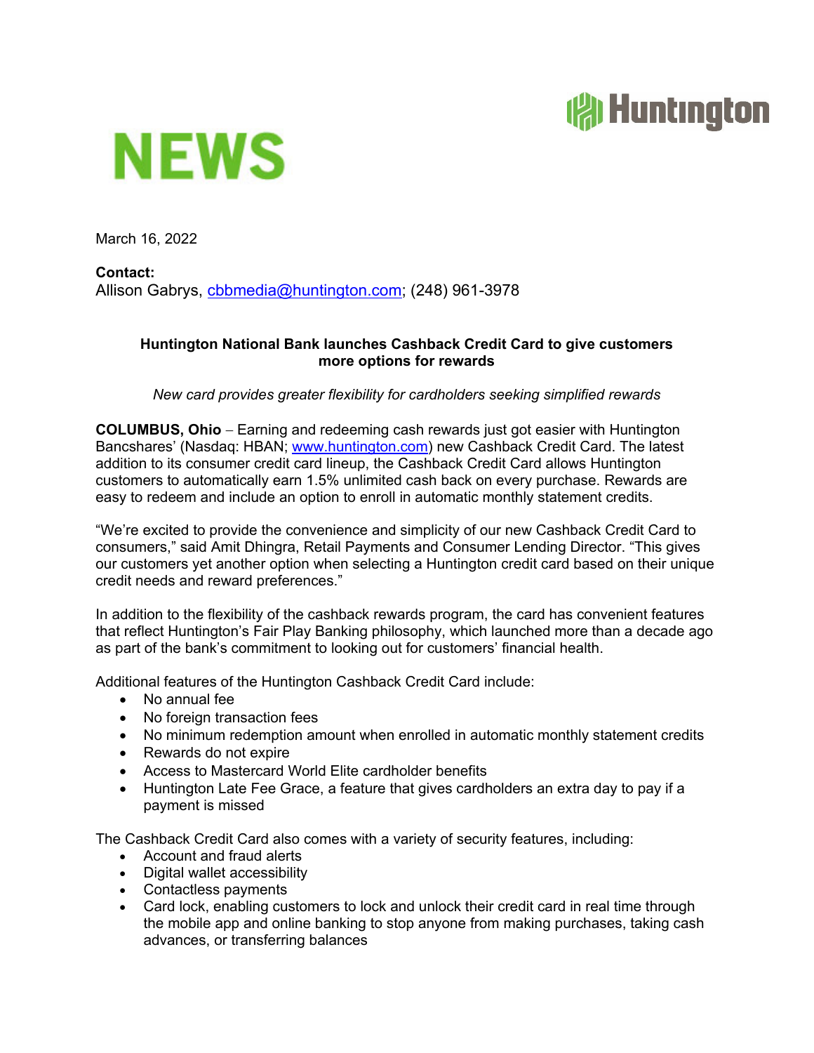# NEWS

March 16, 2022

**Contact:**
Allison Gabrys, cbbmedia@huntington.com; (248) 961-3978

## Huntington National Bank launches Cashback Credit Card to give customers more options for rewards

*New card provides greater flexibility for cardholders seeking simplified rewards*

**COLUMBUS, Ohio** – Earning and redeeming cash rewards just got easier with Huntington Bancshares' (Nasdaq: HBAN; www.huntington.com) new Cashback Credit Card. The latest addition to its consumer credit card lineup, the Cashback Credit Card allows Huntington customers to automatically earn 1.5% unlimited cash back on every purchase. Rewards are easy to redeem and include an option to enroll in automatic monthly statement credits.

"We're excited to provide the convenience and simplicity of our new Cashback Credit Card to consumers," said Amit Dhingra, Retail Payments and Consumer Lending Director. "This gives our customers yet another option when selecting a Huntington credit card based on their unique credit needs and reward preferences."

In addition to the flexibility of the cashback rewards program, the card has convenient features that reflect Huntington's Fair Play Banking philosophy, which launched more than a decade ago as part of the bank's commitment to looking out for customers' financial health.

Additional features of the Huntington Cashback Credit Card include:

- No annual fee
- No foreign transaction fees
- No minimum redemption amount when enrolled in automatic monthly statement credits
- Rewards do not expire
- Access to Mastercard World Elite cardholder benefits
- Huntington Late Fee Grace, a feature that gives cardholders an extra day to pay if a payment is missed

The Cashback Credit Card also comes with a variety of security features, including:

- Account and fraud alerts
- Digital wallet accessibility
- Contactless payments
- Card lock, enabling customers to lock and unlock their credit card in real time through the mobile app and online banking to stop anyone from making purchases, taking cash advances, or transferring balances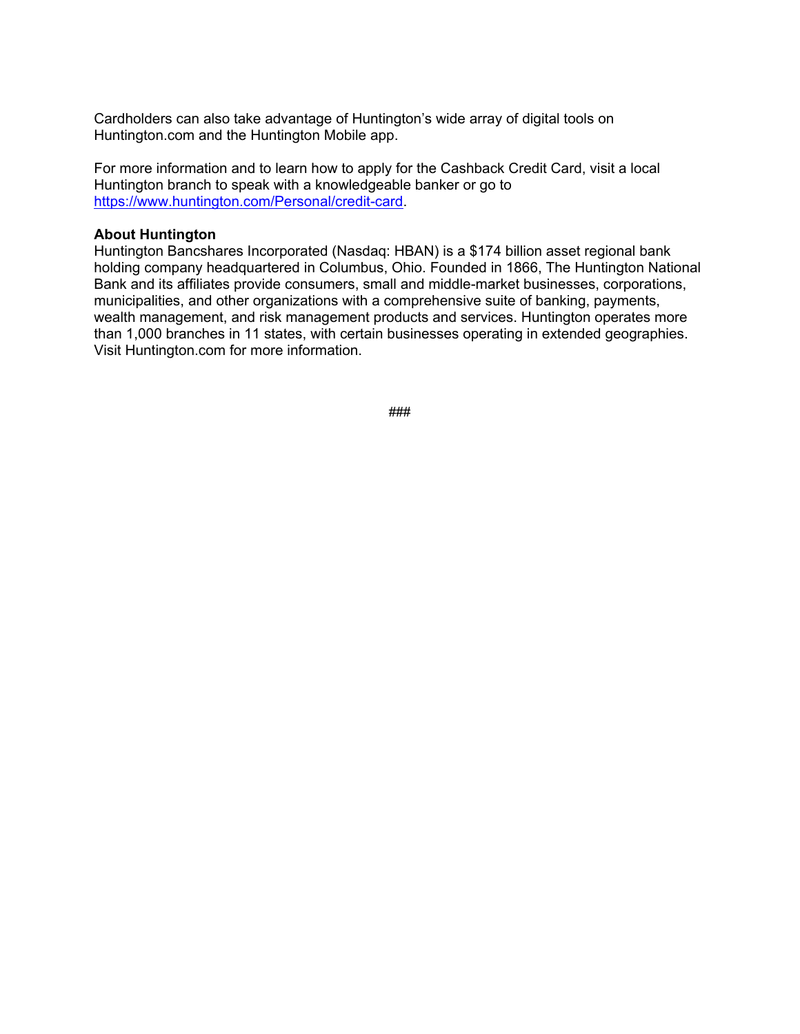Cardholders can also take advantage of Huntington's wide array of digital tools on Huntington.com and the Huntington Mobile app.

For more information and to learn how to apply for the Cashback Credit Card, visit a local Huntington branch to speak with a knowledgeable banker or go to https://www.huntington.com/Personal/credit-card.

**About Huntington**
Huntington Bancshares Incorporated (Nasdaq: HBAN) is a $174 billion asset regional bank holding company headquartered in Columbus, Ohio. Founded in 1866, The Huntington National Bank and its affiliates provide consumers, small and middle-market businesses, corporations, municipalities, and other organizations with a comprehensive suite of banking, payments, wealth management, and risk management products and services. Huntington operates more than 1,000 branches in 11 states, with certain businesses operating in extended geographies. Visit Huntington.com for more information.

###